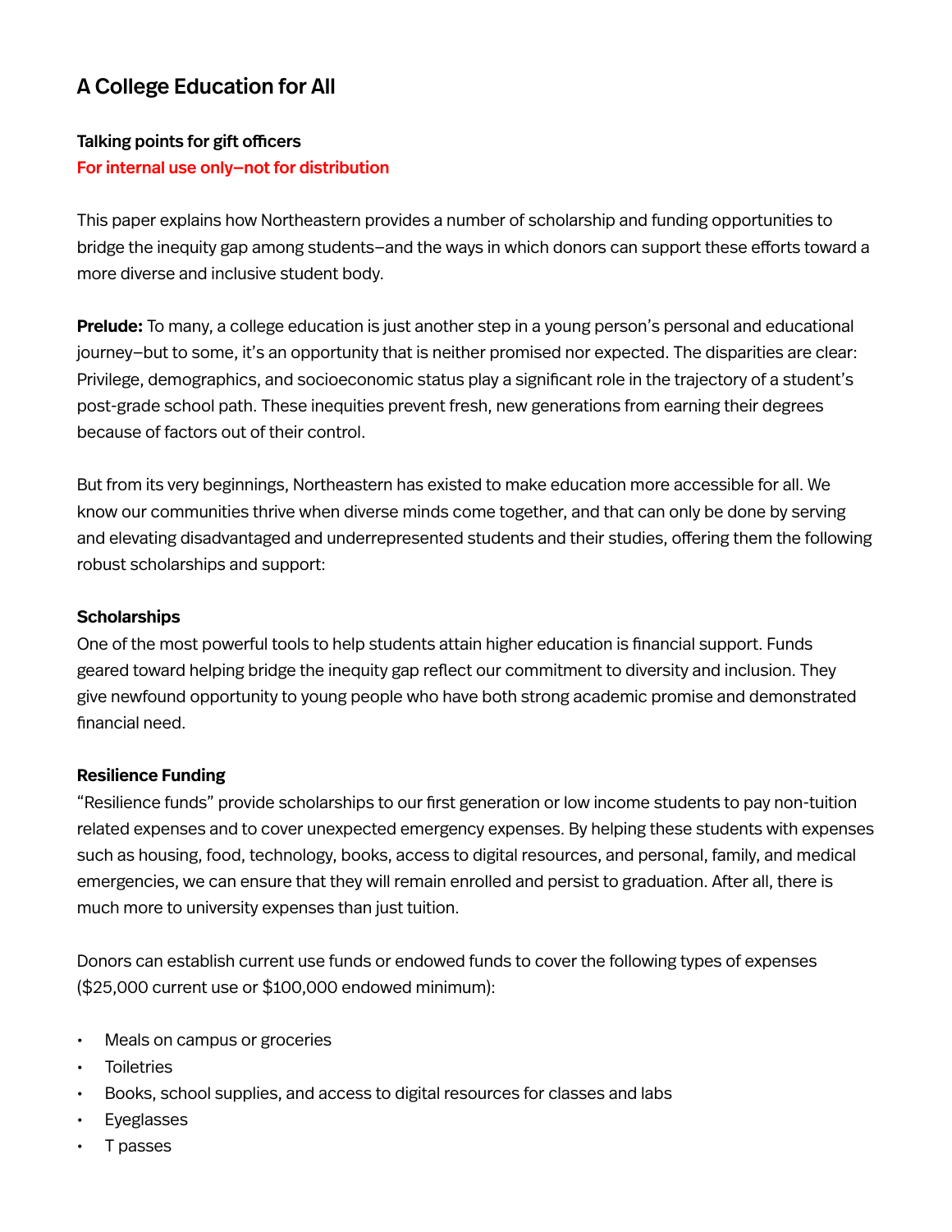# A College Education for All

**Talking points for gift officers**

**For internal use only—not for distribution**

This paper explains how Northeastern provides a number of scholarship and funding opportunities to bridge the inequity gap among students—and the ways in which donors can support these efforts toward a more diverse and inclusive student body.

**Prelude:** To many, a college education is just another step in a young person's personal and educational journey—but to some, it's an opportunity that is neither promised nor expected. The disparities are clear: Privilege, demographics, and socioeconomic status play a significant role in the trajectory of a student's post-grade school path. These inequities prevent fresh, new generations from earning their degrees because of factors out of their control.

But from its very beginnings, Northeastern has existed to make education more accessible for all. We know our communities thrive when diverse minds come together, and that can only be done by serving and elevating disadvantaged and underrepresented students and their studies, offering them the following robust scholarships and support:

### Scholarships

One of the most powerful tools to help students attain higher education is financial support. Funds geared toward helping bridge the inequity gap reflect our commitment to diversity and inclusion. They give newfound opportunity to young people who have both strong academic promise and demonstrated financial need.

### Resilience Funding

"Resilience funds" provide scholarships to our first generation or low income students to pay non-tuition related expenses and to cover unexpected emergency expenses. By helping these students with expenses such as housing, food, technology, books, access to digital resources, and personal, family, and medical emergencies, we can ensure that they will remain enrolled and persist to graduation. After all, there is much more to university expenses than just tuition.

Donors can establish current use funds or endowed funds to cover the following types of expenses ($25,000 current use or $100,000 endowed minimum):

- Meals on campus or groceries
- Toiletries
- Books, school supplies, and access to digital resources for classes and labs
- Eyeglasses
- T passes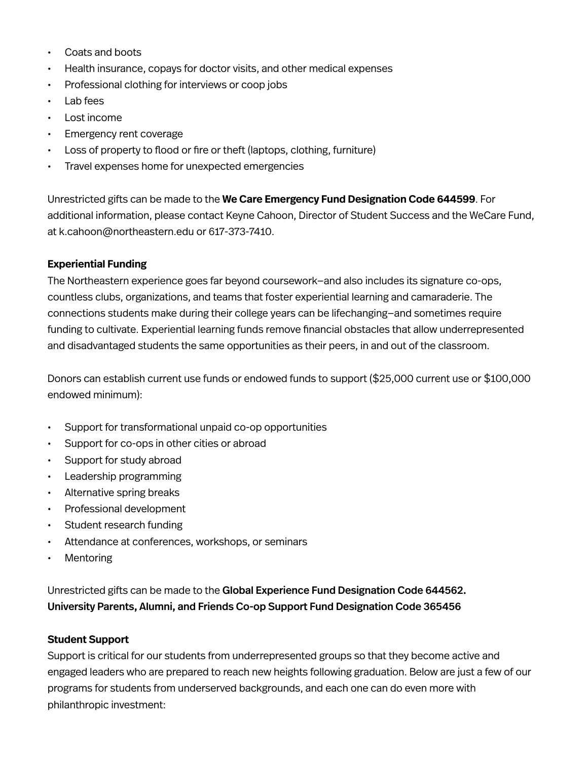- Coats and boots
- Health insurance, copays for doctor visits, and other medical expenses
- Professional clothing for interviews or coop jobs
- Lab fees
- Lost income
- Emergency rent coverage
- Loss of property to flood or fire or theft (laptops, clothing, furniture)
- Travel expenses home for unexpected emergencies

Unrestricted gifts can be made to the **We Care Emergency Fund Designation Code 644599**. For additional information, please contact Keyne Cahoon, Director of Student Success and the WeCare Fund, at k.cahoon@northeastern.edu or 617-373-7410.

**Experiential Funding**

The Northeastern experience goes far beyond coursework–and also includes its signature co-ops, countless clubs, organizations, and teams that foster experiential learning and camaraderie. The connections students make during their college years can be lifechanging–and sometimes require funding to cultivate. Experiential learning funds remove financial obstacles that allow underrepresented and disadvantaged students the same opportunities as their peers, in and out of the classroom.

Donors can establish current use funds or endowed funds to support ($25,000 current use or $100,000 endowed minimum):

- Support for transformational unpaid co-op opportunities
- Support for co-ops in other cities or abroad
- Support for study abroad
- Leadership programming
- Alternative spring breaks
- Professional development
- Student research funding
- Attendance at conferences, workshops, or seminars
- Mentoring

Unrestricted gifts can be made to the **Global Experience Fund Designation Code 644562.**
**University Parents, Alumni, and Friends Co-op Support Fund Designation Code 365456**

**Student Support**

Support is critical for our students from underrepresented groups so that they become active and engaged leaders who are prepared to reach new heights following graduation. Below are just a few of our programs for students from underserved backgrounds, and each one can do even more with philanthropic investment: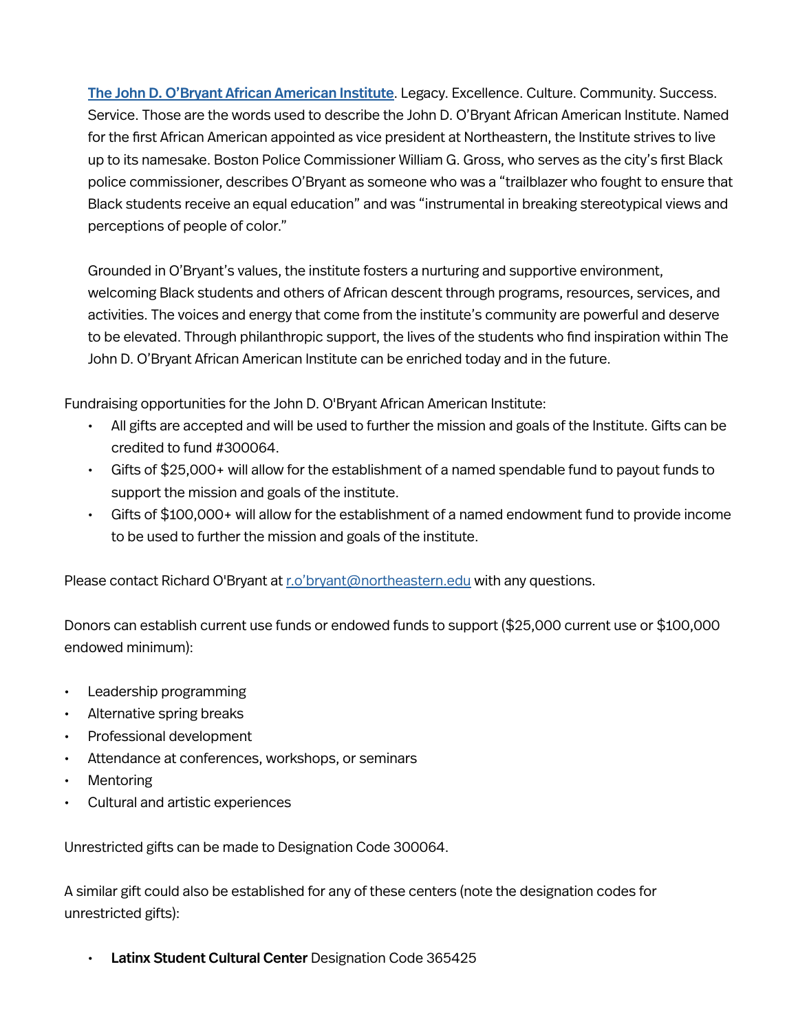[The John D. O'Bryant African American Institute](). Legacy. Excellence. Culture. Community. Success. Service. Those are the words used to describe the John D. O'Bryant African American Institute. Named for the first African American appointed as vice president at Northeastern, the Institute strives to live up to its namesake. Boston Police Commissioner William G. Gross, who serves as the city's first Black police commissioner, describes O'Bryant as someone who was a "trailblazer who fought to ensure that Black students receive an equal education" and was "instrumental in breaking stereotypical views and perceptions of people of color."

Grounded in O'Bryant's values, the institute fosters a nurturing and supportive environment, welcoming Black students and others of African descent through programs, resources, services, and activities. The voices and energy that come from the institute's community are powerful and deserve to be elevated. Through philanthropic support, the lives of the students who find inspiration within The John D. O'Bryant African American Institute can be enriched today and in the future.

Fundraising opportunities for the John D. O'Bryant African American Institute:

- All gifts are accepted and will be used to further the mission and goals of the Institute. Gifts can be credited to fund #300064.
- Gifts of $25,000+ will allow for the establishment of a named spendable fund to payout funds to support the mission and goals of the institute.
- Gifts of $100,000+ will allow for the establishment of a named endowment fund to provide income to be used to further the mission and goals of the institute.

Please contact Richard O'Bryant at r.o'bryant@northeastern.edu with any questions.

Donors can establish current use funds or endowed funds to support ($25,000 current use or $100,000 endowed minimum):

- Leadership programming
- Alternative spring breaks
- Professional development
- Attendance at conferences, workshops, or seminars
- Mentoring
- Cultural and artistic experiences

Unrestricted gifts can be made to Designation Code 300064.

A similar gift could also be established for any of these centers (note the designation codes for unrestricted gifts):

- **Latinx Student Cultural Center** Designation Code 365425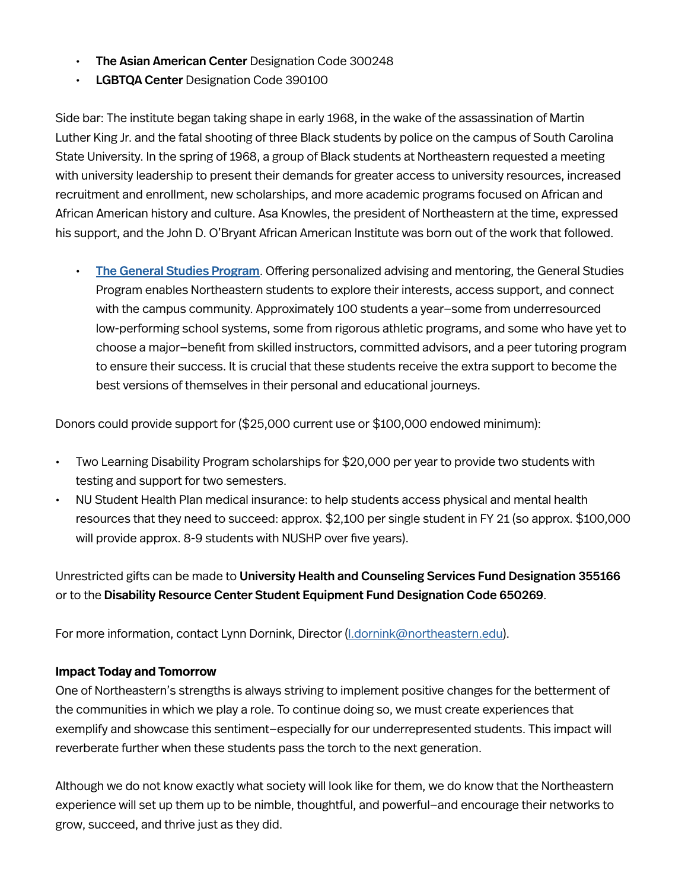- **The Asian American Center** Designation Code 300248
- **LGBTQA Center** Designation Code 390100

Side bar: The institute began taking shape in early 1968, in the wake of the assassination of Martin Luther King Jr. and the fatal shooting of three Black students by police on the campus of South Carolina State University. In the spring of 1968, a group of Black students at Northeastern requested a meeting with university leadership to present their demands for greater access to university resources, increased recruitment and enrollment, new scholarships, and more academic programs focused on African and African American history and culture. Asa Knowles, the president of Northeastern at the time, expressed his support, and the John D. O'Bryant African American Institute was born out of the work that followed.

- **The General Studies Program**. Offering personalized advising and mentoring, the General Studies Program enables Northeastern students to explore their interests, access support, and connect with the campus community. Approximately 100 students a year–some from underresourced low-performing school systems, some from rigorous athletic programs, and some who have yet to choose a major–benefit from skilled instructors, committed advisors, and a peer tutoring program to ensure their success. It is crucial that these students receive the extra support to become the best versions of themselves in their personal and educational journeys.

Donors could provide support for ($25,000 current use or $100,000 endowed minimum):

- Two Learning Disability Program scholarships for $20,000 per year to provide two students with testing and support for two semesters.
- NU Student Health Plan medical insurance: to help students access physical and mental health resources that they need to succeed: approx. $2,100 per single student in FY 21 (so approx. $100,000 will provide approx. 8-9 students with NUSHP over five years).

Unrestricted gifts can be made to **University Health and Counseling Services Fund Designation 355166** or to the **Disability Resource Center Student Equipment Fund Designation Code 650269**.

For more information, contact Lynn Dornink, Director (l.dornink@northeastern.edu).

**Impact Today and Tomorrow**

One of Northeastern's strengths is always striving to implement positive changes for the betterment of the communities in which we play a role. To continue doing so, we must create experiences that exemplify and showcase this sentiment–especially for our underrepresented students. This impact will reverberate further when these students pass the torch to the next generation.

Although we do not know exactly what society will look like for them, we do know that the Northeastern experience will set up them up to be nimble, thoughtful, and powerful–and encourage their networks to grow, succeed, and thrive just as they did.